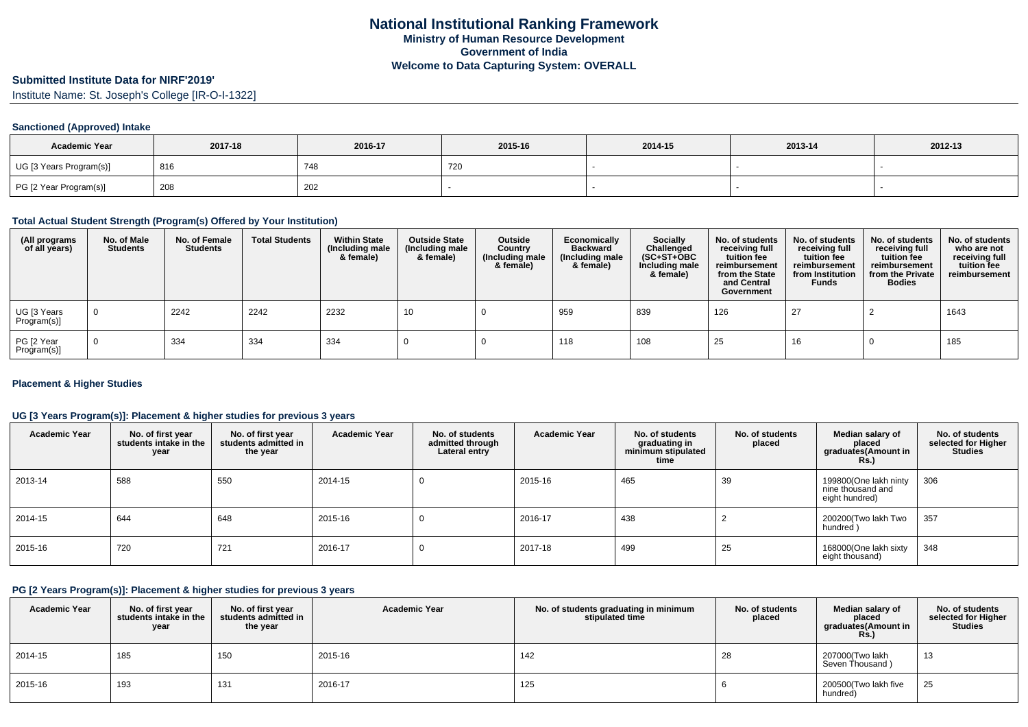# National Institutional Ranking Framework

**Ministry of Human Resource Development**
**Government of India**
**Welcome to Data Capturing System: OVERALL**

## Submitted Institute Data for NIRF'2019'

Institute Name: St. Joseph's College [IR-O-I-1322]

### Sanctioned (Approved) Intake

| Academic Year | 2017-18 | 2016-17 | 2015-16 | 2014-15 | 2013-14 | 2012-13 |
|---|---|---|---|---|---|---|
| UG [3 Years Program(s)] | 816 | 748 | 720 | - | - | - |
| PG [2 Year Program(s)] | 208 | 202 | - | - | - | - |

### Total Actual Student Strength (Program(s) Offered by Your Institution)

| (All programs of all years) | No. of Male Students | No. of Female Students | Total Students | Within State (Including male & female) | Outside State (Including male & female) | Outside Country (Including male & female) | Economically Backward (Including male & female) | Socially Challenged (SC+ST+OBC Including male & female) | No. of students receiving full tuition fee reimbursement from the State and Central Government | No. of students receiving full tuition fee reimbursement from Institution Funds | No. of students receiving full tuition fee reimbursement from the Private Bodies | No. of students who are not receiving full tuition fee reimbursement |
|---|---|---|---|---|---|---|---|---|---|---|---|---|
| UG [3 Years Program(s)] | 0 | 2242 | 2242 | 2232 | 10 | 0 | 959 | 839 | 126 | 27 | 2 | 1643 |
| PG [2 Year Program(s)] | 0 | 334 | 334 | 334 | 0 | 0 | 118 | 108 | 25 | 16 | 0 | 185 |

### Placement & Higher Studies

#### UG [3 Years Program(s)]: Placement & higher studies for previous 3 years

| Academic Year | No. of first year students intake in the year | No. of first year students admitted in the year | Academic Year | No. of students admitted through Lateral entry | Academic Year | No. of students graduating in minimum stipulated time | No. of students placed | Median salary of placed graduates(Amount in Rs.) | No. of students selected for Higher Studies |
|---|---|---|---|---|---|---|---|---|---|
| 2013-14 | 588 | 550 | 2014-15 | 0 | 2015-16 | 465 | 39 | 199800(One lakh ninty nine thousand and eight hundred) | 306 |
| 2014-15 | 644 | 648 | 2015-16 | 0 | 2016-17 | 438 | 2 | 200200(Two lakh Two hundred ) | 357 |
| 2015-16 | 720 | 721 | 2016-17 | 0 | 2017-18 | 499 | 25 | 168000(One lakh sixty eight thousand) | 348 |

#### PG [2 Years Program(s)]: Placement & higher studies for previous 3 years

| Academic Year | No. of first year students intake in the year | No. of first year students admitted in the year | Academic Year | No. of students graduating in minimum stipulated time | No. of students placed | Median salary of placed graduates(Amount in Rs.) | No. of students selected for Higher Studies |
|---|---|---|---|---|---|---|---|
| 2014-15 | 185 | 150 | 2015-16 | 142 | 28 | 207000(Two lakh Seven Thousand ) | 13 |
| 2015-16 | 193 | 131 | 2016-17 | 125 | 6 | 200500(Two lakh five hundred) | 25 |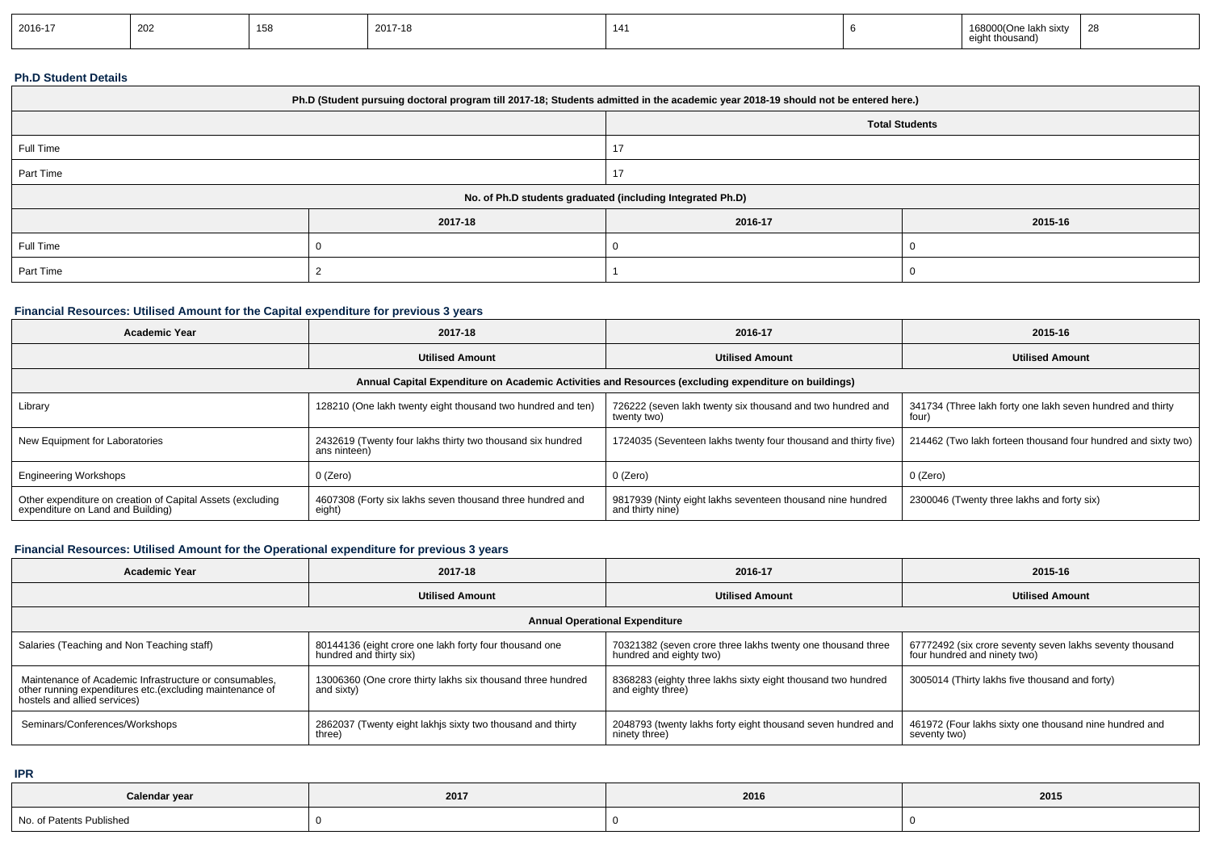| 2016-17 | 202 | 158 | 2017-18 | 141 | 6 | 168000(One lakh sixty eight thousand) | 28 |
|---|---|---|---|---|---|---|---|

### Ph.D Student Details

| Ph.D (Student pursuing doctoral program till 2017-18; Students admitted in the academic year 2018-19 should not be entered here.) | |
|---|---|
| | Total Students |
| Full Time | 17 |
| Part Time | 17 |

| No. of Ph.D students graduated (including Integrated Ph.D) | | | |
|---|---|---|---|
| | 2017-18 | 2016-17 | 2015-16 |
| Full Time | 0 | 0 | 0 |
| Part Time | 2 | 1 | 0 |

### Financial Resources: Utilised Amount for the Capital expenditure for previous 3 years

| Academic Year | 2017-18 | 2016-17 | 2015-16 |
|---|---|---|---|
| | Utilised Amount | Utilised Amount | Utilised Amount |
| Annual Capital Expenditure on Academic Activities and Resources (excluding expenditure on buildings) | | | |
| Library | 128210 (One lakh twenty eight thousand two hundred and ten) | 726222 (seven lakh twenty six thousand and two hundred and twenty two) | 341734 (Three lakh forty one lakh seven hundred and thirty four) |
| New Equipment for Laboratories | 2432619 (Twenty four lakhs thirty two thousand six hundred ans ninteen) | 1724035 (Seventeen lakhs twenty four thousand and thirty five) | 214462 (Two lakh forteen thousand four hundred and sixty two) |
| Engineering Workshops | 0 (Zero) | 0 (Zero) | 0 (Zero) |
| Other expenditure on creation of Capital Assets (excluding expenditure on Land and Building) | 4607308 (Forty six lakhs seven thousand three hundred and eight) | 9817939 (Ninty eight lakhs seventeen thousand nine hundred and thirty nine) | 2300046 (Twenty three lakhs and forty six) |

### Financial Resources: Utilised Amount for the Operational expenditure for previous 3 years

| Academic Year | 2017-18 | 2016-17 | 2015-16 |
|---|---|---|---|
| | Utilised Amount | Utilised Amount | Utilised Amount |
| Annual Operational Expenditure | | | |
| Salaries (Teaching and Non Teaching staff) | 80144136 (eight crore one lakh forty four thousand one hundred and thirty six) | 70321382 (seven crore three lakhs twenty one thousand three hundred and eighty two) | 67772492 (six crore seventy seven lakhs seventy thousand four hundred and ninety two) |
| Maintenance of Academic Infrastructure or consumables, other running expenditures etc.(excluding maintenance of hostels and allied services) | 13006360 (One crore thirty lakhs six thousand three hundred and sixty) | 8368283 (eighty three lakhs sixty eight thousand two hundred and eighty three) | 3005014 (Thirty lakhs five thousand and forty) |
| Seminars/Conferences/Workshops | 2862037 (Twenty eight lakhjs sixty two thousand and thirty three) | 2048793 (twenty lakhs forty eight thousand seven hundred and ninety three) | 461972 (Four lakhs sixty one thousand nine hundred and seventy two) |

### IPR

| Calendar year | 2017 | 2016 | 2015 |
|---|---|---|---|
| No. of Patents Published | 0 | 0 | 0 |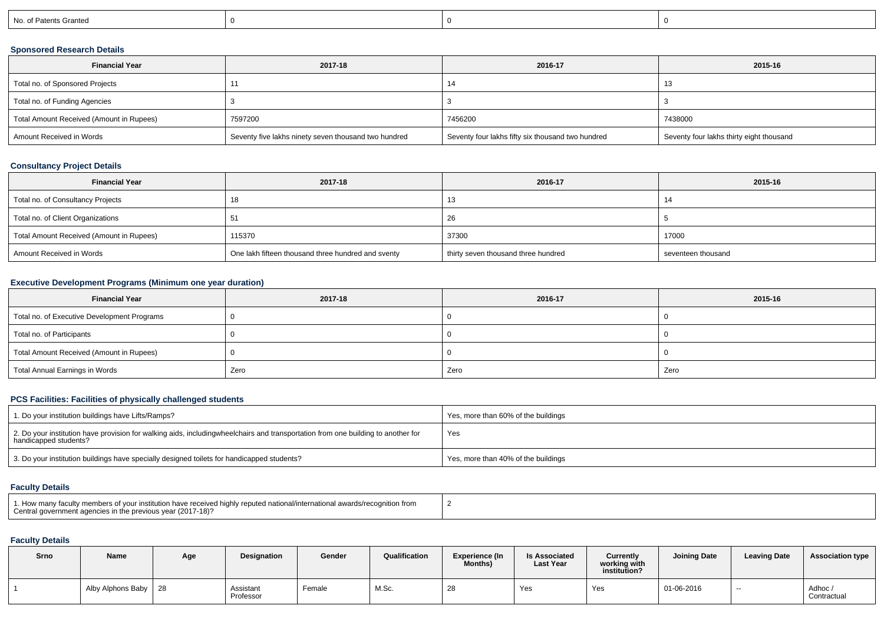| No. of Patents Granted | 0 | 0 | 0 |
|---|---|---|---|

### Sponsored Research Details

| Financial Year | 2017-18 | 2016-17 | 2015-16 |
|---|---|---|---|
| Total no. of Sponsored Projects | 11 | 14 | 13 |
| Total no. of Funding Agencies | 3 | 3 | 3 |
| Total Amount Received (Amount in Rupees) | 7597200 | 7456200 | 7438000 |
| Amount Received in Words | Seventy five lakhs ninety seven thousand two hundred | Seventy four lakhs fifty six thousand two hundred | Seventy four lakhs thirty eight thousand |

### Consultancy Project Details

| Financial Year | 2017-18 | 2016-17 | 2015-16 |
|---|---|---|---|
| Total no. of Consultancy Projects | 18 | 13 | 14 |
| Total no. of Client Organizations | 51 | 26 | 5 |
| Total Amount Received (Amount in Rupees) | 115370 | 37300 | 17000 |
| Amount Received in Words | One lakh fifteen thousand three hundred and sventy | thirty seven thousand three hundred | seventeen thousand |

### Executive Development Programs (Minimum one year duration)

| Financial Year | 2017-18 | 2016-17 | 2015-16 |
|---|---|---|---|
| Total no. of Executive Development Programs | 0 | 0 | 0 |
| Total no. of Participants | 0 | 0 | 0 |
| Total Amount Received (Amount in Rupees) | 0 | 0 | 0 |
| Total Annual Earnings in Words | Zero | Zero | Zero |

### PCS Facilities: Facilities of physically challenged students

| | |
|---|---|
| 1. Do your institution buildings have Lifts/Ramps? | Yes, more than 60% of the buildings |
| 2. Do your institution have provision for walking aids, includingwheelchairs and transportation from one building to another for handicapped students? | Yes |
| 3. Do your institution buildings have specially designed toilets for handicapped students? | Yes, more than 40% of the buildings |

### Faculty Details

| | |
|---|---|
| 1. How many faculty members of your institution have received highly reputed national/international awards/recognition from Central government agencies in the previous year (2017-18)? | 2 |

### Faculty Details

| Srno | Name | Age | Designation | Gender | Qualification | Experience (In Months) | Is Associated Last Year | Currently working with institution? | Joining Date | Leaving Date | Association type |
|---|---|---|---|---|---|---|---|---|---|---|---|
| 1 | Alby Alphons Baby | 28 | Assistant Professor | Female | M.Sc. | 28 | Yes | Yes | 01-06-2016 | -- | Adhoc / Contractual |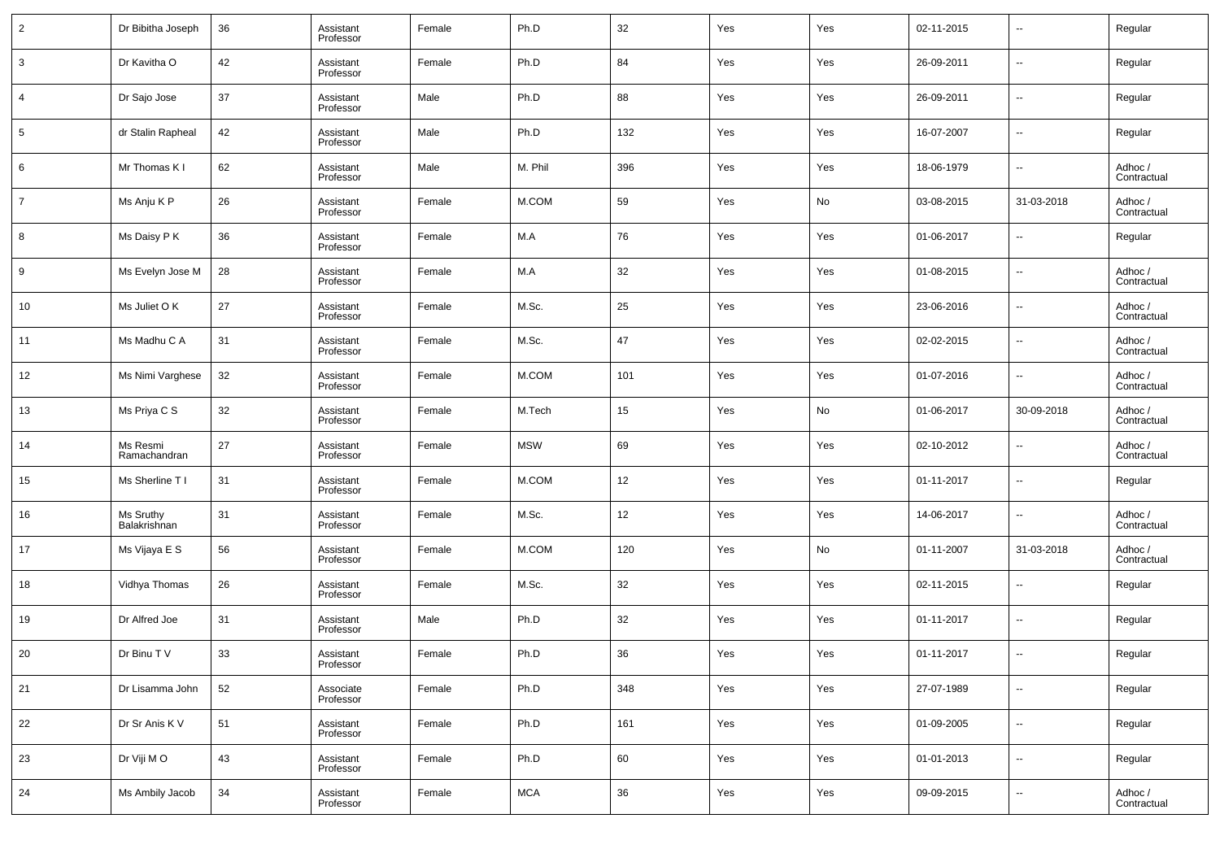| 2 | Dr Bibitha Joseph | 36 | Assistant Professor | Female | Ph.D | 32 | Yes | Yes | 02-11-2015 | -- | Regular |
|---|---|---|---|---|---|---|---|---|---|---|---|
| 3 | Dr Kavitha O | 42 | Assistant Professor | Female | Ph.D | 84 | Yes | Yes | 26-09-2011 | -- | Regular |
| 4 | Dr Sajo Jose | 37 | Assistant Professor | Male | Ph.D | 88 | Yes | Yes | 26-09-2011 | -- | Regular |
| 5 | dr Stalin Rapheal | 42 | Assistant Professor | Male | Ph.D | 132 | Yes | Yes | 16-07-2007 | -- | Regular |
| 6 | Mr Thomas K I | 62 | Assistant Professor | Male | M. Phil | 396 | Yes | Yes | 18-06-1979 | -- | Adhoc / Contractual |
| 7 | Ms Anju K P | 26 | Assistant Professor | Female | M.COM | 59 | Yes | No | 03-08-2015 | 31-03-2018 | Adhoc / Contractual |
| 8 | Ms Daisy P K | 36 | Assistant Professor | Female | M.A | 76 | Yes | Yes | 01-06-2017 | -- | Regular |
| 9 | Ms Evelyn Jose M | 28 | Assistant Professor | Female | M.A | 32 | Yes | Yes | 01-08-2015 | -- | Adhoc / Contractual |
| 10 | Ms Juliet O K | 27 | Assistant Professor | Female | M.Sc. | 25 | Yes | Yes | 23-06-2016 | -- | Adhoc / Contractual |
| 11 | Ms Madhu C A | 31 | Assistant Professor | Female | M.Sc. | 47 | Yes | Yes | 02-02-2015 | -- | Adhoc / Contractual |
| 12 | Ms Nimi Varghese | 32 | Assistant Professor | Female | M.COM | 101 | Yes | Yes | 01-07-2016 | -- | Adhoc / Contractual |
| 13 | Ms Priya C S | 32 | Assistant Professor | Female | M.Tech | 15 | Yes | No | 01-06-2017 | 30-09-2018 | Adhoc / Contractual |
| 14 | Ms Resmi Ramachandran | 27 | Assistant Professor | Female | MSW | 69 | Yes | Yes | 02-10-2012 | -- | Adhoc / Contractual |
| 15 | Ms Sherline T I | 31 | Assistant Professor | Female | M.COM | 12 | Yes | Yes | 01-11-2017 | -- | Regular |
| 16 | Ms Sruthy Balakrishnan | 31 | Assistant Professor | Female | M.Sc. | 12 | Yes | Yes | 14-06-2017 | -- | Adhoc / Contractual |
| 17 | Ms Vijaya E S | 56 | Assistant Professor | Female | M.COM | 120 | Yes | No | 01-11-2007 | 31-03-2018 | Adhoc / Contractual |
| 18 | Vidhya Thomas | 26 | Assistant Professor | Female | M.Sc. | 32 | Yes | Yes | 02-11-2015 | -- | Regular |
| 19 | Dr Alfred Joe | 31 | Assistant Professor | Male | Ph.D | 32 | Yes | Yes | 01-11-2017 | -- | Regular |
| 20 | Dr Binu T V | 33 | Assistant Professor | Female | Ph.D | 36 | Yes | Yes | 01-11-2017 | -- | Regular |
| 21 | Dr Lisamma John | 52 | Associate Professor | Female | Ph.D | 348 | Yes | Yes | 27-07-1989 | -- | Regular |
| 22 | Dr Sr Anis K V | 51 | Assistant Professor | Female | Ph.D | 161 | Yes | Yes | 01-09-2005 | -- | Regular |
| 23 | Dr Viji M O | 43 | Assistant Professor | Female | Ph.D | 60 | Yes | Yes | 01-01-2013 | -- | Regular |
| 24 | Ms Ambily Jacob | 34 | Assistant Professor | Female | MCA | 36 | Yes | Yes | 09-09-2015 | -- | Adhoc / Contractual |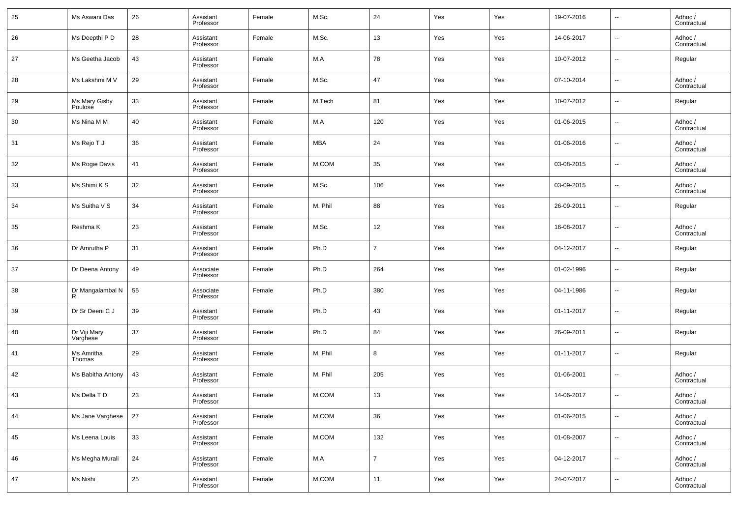| 25 | Ms Aswani Das | 26 | Assistant Professor | Female | M.Sc. | 24 | Yes | Yes | 19-07-2016 | -- | Adhoc / Contractual |
|---|---|---|---|---|---|---|---|---|---|---|---|
| 26 | Ms Deepthi P D | 28 | Assistant Professor | Female | M.Sc. | 13 | Yes | Yes | 14-06-2017 | -- | Adhoc / Contractual |
| 27 | Ms Geetha Jacob | 43 | Assistant Professor | Female | M.A | 78 | Yes | Yes | 10-07-2012 | -- | Regular |
| 28 | Ms Lakshmi M V | 29 | Assistant Professor | Female | M.Sc. | 47 | Yes | Yes | 07-10-2014 | -- | Adhoc / Contractual |
| 29 | Ms Mary Gisby Poulose | 33 | Assistant Professor | Female | M.Tech | 81 | Yes | Yes | 10-07-2012 | -- | Regular |
| 30 | Ms Nina M M | 40 | Assistant Professor | Female | M.A | 120 | Yes | Yes | 01-06-2015 | -- | Adhoc / Contractual |
| 31 | Ms Rejo T J | 36 | Assistant Professor | Female | MBA | 24 | Yes | Yes | 01-06-2016 | -- | Adhoc / Contractual |
| 32 | Ms Rogie Davis | 41 | Assistant Professor | Female | M.COM | 35 | Yes | Yes | 03-08-2015 | -- | Adhoc / Contractual |
| 33 | Ms Shimi K S | 32 | Assistant Professor | Female | M.Sc. | 106 | Yes | Yes | 03-09-2015 | -- | Adhoc / Contractual |
| 34 | Ms Suitha V S | 34 | Assistant Professor | Female | M. Phil | 88 | Yes | Yes | 26-09-2011 | -- | Regular |
| 35 | Reshma K | 23 | Assistant Professor | Female | M.Sc. | 12 | Yes | Yes | 16-08-2017 | -- | Adhoc / Contractual |
| 36 | Dr Amrutha P | 31 | Assistant Professor | Female | Ph.D | 7 | Yes | Yes | 04-12-2017 | -- | Regular |
| 37 | Dr Deena Antony | 49 | Associate Professor | Female | Ph.D | 264 | Yes | Yes | 01-02-1996 | -- | Regular |
| 38 | Dr Mangalambal N R | 55 | Associate Professor | Female | Ph.D | 380 | Yes | Yes | 04-11-1986 | -- | Regular |
| 39 | Dr Sr Deeni C J | 39 | Assistant Professor | Female | Ph.D | 43 | Yes | Yes | 01-11-2017 | -- | Regular |
| 40 | Dr Viji Mary Varghese | 37 | Assistant Professor | Female | Ph.D | 84 | Yes | Yes | 26-09-2011 | -- | Regular |
| 41 | Ms Amritha Thomas | 29 | Assistant Professor | Female | M. Phil | 8 | Yes | Yes | 01-11-2017 | -- | Regular |
| 42 | Ms Babitha Antony | 43 | Assistant Professor | Female | M. Phil | 205 | Yes | Yes | 01-06-2001 | -- | Adhoc / Contractual |
| 43 | Ms Della T D | 23 | Assistant Professor | Female | M.COM | 13 | Yes | Yes | 14-06-2017 | -- | Adhoc / Contractual |
| 44 | Ms Jane Varghese | 27 | Assistant Professor | Female | M.COM | 36 | Yes | Yes | 01-06-2015 | -- | Adhoc / Contractual |
| 45 | Ms Leena Louis | 33 | Assistant Professor | Female | M.COM | 132 | Yes | Yes | 01-08-2007 | -- | Adhoc / Contractual |
| 46 | Ms Megha Murali | 24 | Assistant Professor | Female | M.A | 7 | Yes | Yes | 04-12-2017 | -- | Adhoc / Contractual |
| 47 | Ms Nishi | 25 | Assistant Professor | Female | M.COM | 11 | Yes | Yes | 24-07-2017 | -- | Adhoc / Contractual |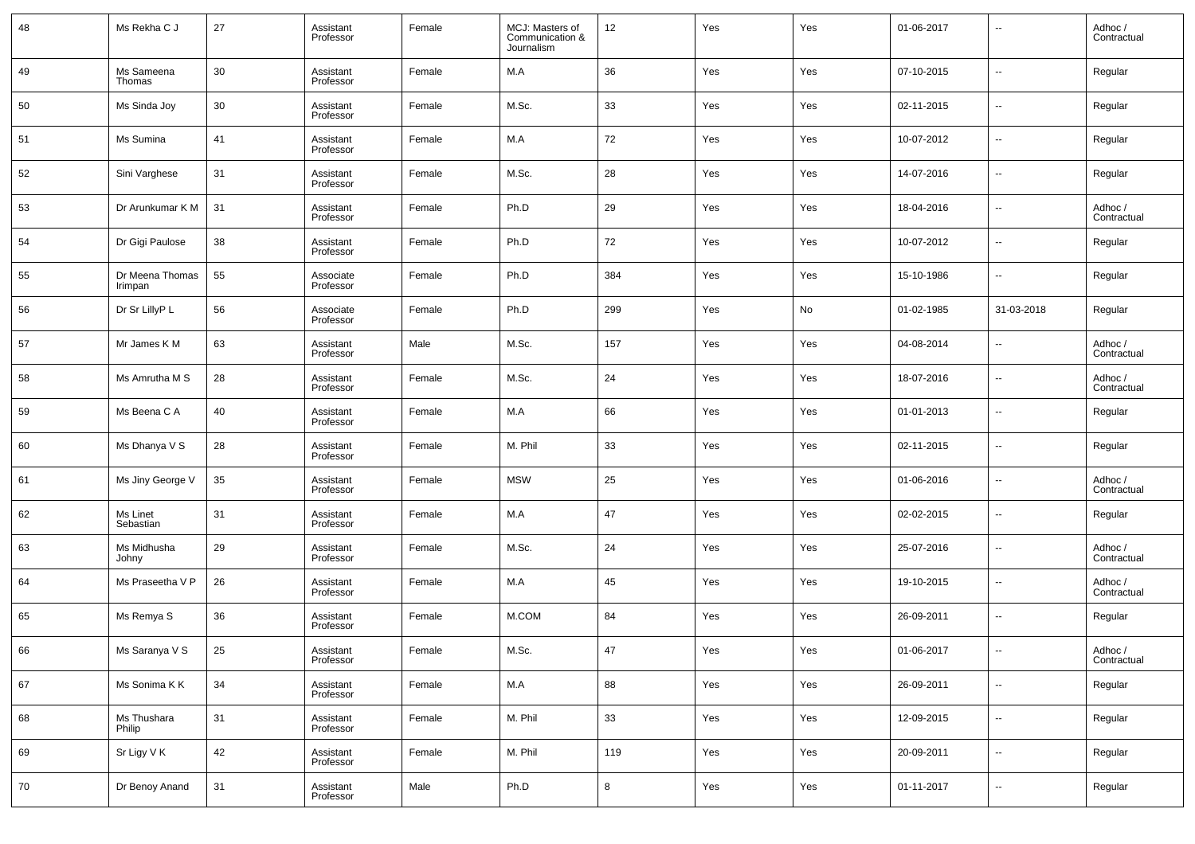| | | | | | | | | | | | |
|---|---|---|---|---|---|---|---|---|---|---|---|
| 48 | Ms Rekha C J | 27 | Assistant Professor | Female | MCJ: Masters of Communication & Journalism | 12 | Yes | Yes | 01-06-2017 | -- | Adhoc / Contractual |
| 49 | Ms Sameena Thomas | 30 | Assistant Professor | Female | M.A | 36 | Yes | Yes | 07-10-2015 | -- | Regular |
| 50 | Ms Sinda Joy | 30 | Assistant Professor | Female | M.Sc. | 33 | Yes | Yes | 02-11-2015 | -- | Regular |
| 51 | Ms Sumina | 41 | Assistant Professor | Female | M.A | 72 | Yes | Yes | 10-07-2012 | -- | Regular |
| 52 | Sini Varghese | 31 | Assistant Professor | Female | M.Sc. | 28 | Yes | Yes | 14-07-2016 | -- | Regular |
| 53 | Dr Arunkumar K M | 31 | Assistant Professor | Female | Ph.D | 29 | Yes | Yes | 18-04-2016 | -- | Adhoc / Contractual |
| 54 | Dr Gigi Paulose | 38 | Assistant Professor | Female | Ph.D | 72 | Yes | Yes | 10-07-2012 | -- | Regular |
| 55 | Dr Meena Thomas Irimpan | 55 | Associate Professor | Female | Ph.D | 384 | Yes | Yes | 15-10-1986 | -- | Regular |
| 56 | Dr Sr LillyP L | 56 | Associate Professor | Female | Ph.D | 299 | Yes | No | 01-02-1985 | 31-03-2018 | Regular |
| 57 | Mr James K M | 63 | Assistant Professor | Male | M.Sc. | 157 | Yes | Yes | 04-08-2014 | -- | Adhoc / Contractual |
| 58 | Ms Amrutha M S | 28 | Assistant Professor | Female | M.Sc. | 24 | Yes | Yes | 18-07-2016 | -- | Adhoc / Contractual |
| 59 | Ms Beena C A | 40 | Assistant Professor | Female | M.A | 66 | Yes | Yes | 01-01-2013 | -- | Regular |
| 60 | Ms Dhanya V S | 28 | Assistant Professor | Female | M. Phil | 33 | Yes | Yes | 02-11-2015 | -- | Regular |
| 61 | Ms Jiny George V | 35 | Assistant Professor | Female | MSW | 25 | Yes | Yes | 01-06-2016 | -- | Adhoc / Contractual |
| 62 | Ms Linet Sebastian | 31 | Assistant Professor | Female | M.A | 47 | Yes | Yes | 02-02-2015 | -- | Regular |
| 63 | Ms Midhusha Johny | 29 | Assistant Professor | Female | M.Sc. | 24 | Yes | Yes | 25-07-2016 | -- | Adhoc / Contractual |
| 64 | Ms Praseetha V P | 26 | Assistant Professor | Female | M.A | 45 | Yes | Yes | 19-10-2015 | -- | Adhoc / Contractual |
| 65 | Ms Remya S | 36 | Assistant Professor | Female | M.COM | 84 | Yes | Yes | 26-09-2011 | -- | Regular |
| 66 | Ms Saranya V S | 25 | Assistant Professor | Female | M.Sc. | 47 | Yes | Yes | 01-06-2017 | -- | Adhoc / Contractual |
| 67 | Ms Sonima K K | 34 | Assistant Professor | Female | M.A | 88 | Yes | Yes | 26-09-2011 | -- | Regular |
| 68 | Ms Thushara Philip | 31 | Assistant Professor | Female | M. Phil | 33 | Yes | Yes | 12-09-2015 | -- | Regular |
| 69 | Sr Ligy V K | 42 | Assistant Professor | Female | M. Phil | 119 | Yes | Yes | 20-09-2011 | -- | Regular |
| 70 | Dr Benoy Anand | 31 | Assistant Professor | Male | Ph.D | 8 | Yes | Yes | 01-11-2017 | -- | Regular |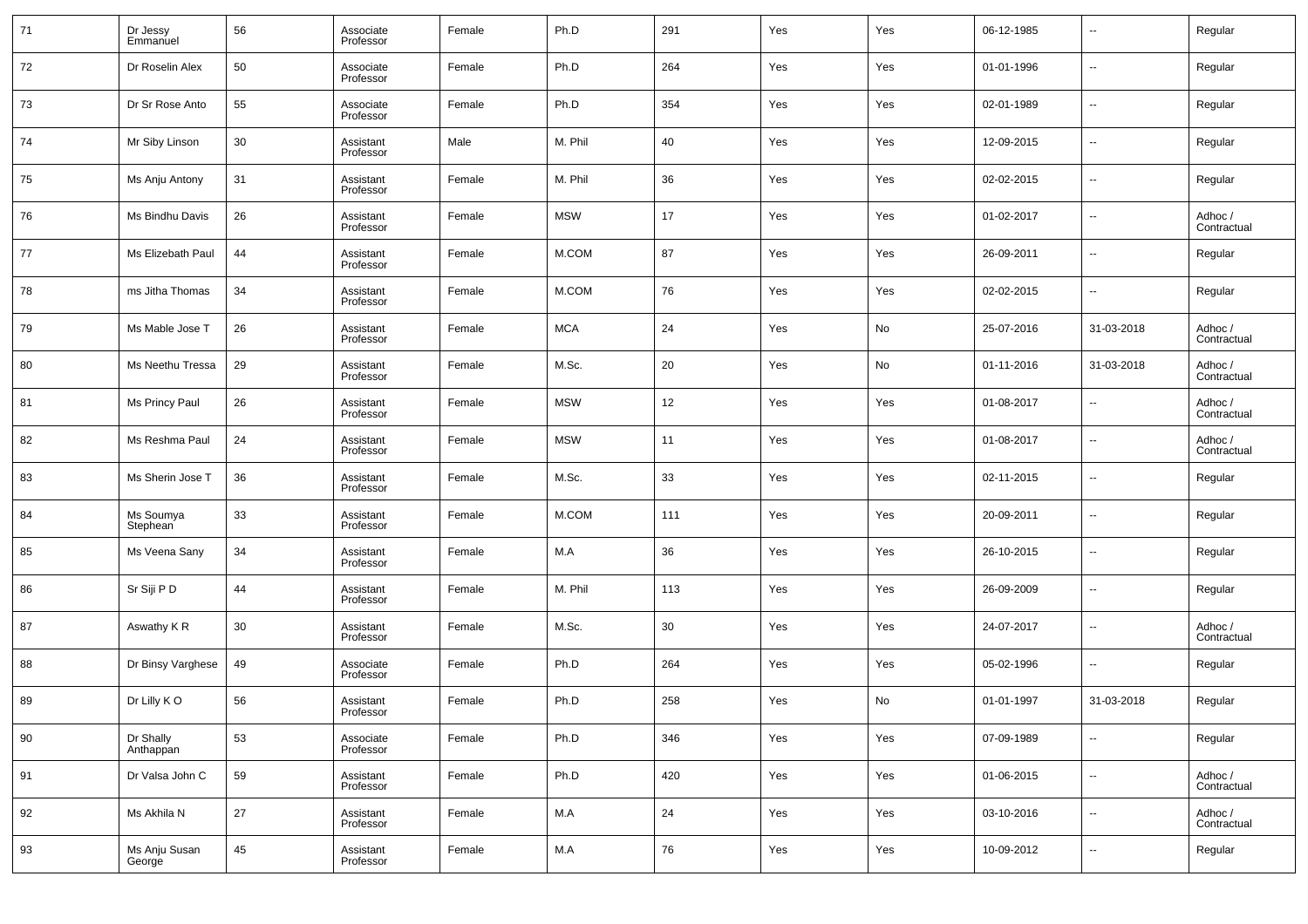| 71 | Dr Jessy Emmanuel | 56 | Associate Professor | Female | Ph.D | 291 | Yes | Yes | 06-12-1985 | -- | Regular |
|---|---|---|---|---|---|---|---|---|---|---|---|
| 72 | Dr Roselin Alex | 50 | Associate Professor | Female | Ph.D | 264 | Yes | Yes | 01-01-1996 | -- | Regular |
| 73 | Dr Sr Rose Anto | 55 | Associate Professor | Female | Ph.D | 354 | Yes | Yes | 02-01-1989 | -- | Regular |
| 74 | Mr Siby Linson | 30 | Assistant Professor | Male | M. Phil | 40 | Yes | Yes | 12-09-2015 | -- | Regular |
| 75 | Ms Anju Antony | 31 | Assistant Professor | Female | M. Phil | 36 | Yes | Yes | 02-02-2015 | -- | Regular |
| 76 | Ms Bindhu Davis | 26 | Assistant Professor | Female | MSW | 17 | Yes | Yes | 01-02-2017 | -- | Adhoc / Contractual |
| 77 | Ms Elizebath Paul | 44 | Assistant Professor | Female | M.COM | 87 | Yes | Yes | 26-09-2011 | -- | Regular |
| 78 | ms Jitha Thomas | 34 | Assistant Professor | Female | M.COM | 76 | Yes | Yes | 02-02-2015 | -- | Regular |
| 79 | Ms Mable Jose T | 26 | Assistant Professor | Female | MCA | 24 | Yes | No | 25-07-2016 | 31-03-2018 | Adhoc / Contractual |
| 80 | Ms Neethu Tressa | 29 | Assistant Professor | Female | M.Sc. | 20 | Yes | No | 01-11-2016 | 31-03-2018 | Adhoc / Contractual |
| 81 | Ms Princy Paul | 26 | Assistant Professor | Female | MSW | 12 | Yes | Yes | 01-08-2017 | -- | Adhoc / Contractual |
| 82 | Ms Reshma Paul | 24 | Assistant Professor | Female | MSW | 11 | Yes | Yes | 01-08-2017 | -- | Adhoc / Contractual |
| 83 | Ms Sherin Jose T | 36 | Assistant Professor | Female | M.Sc. | 33 | Yes | Yes | 02-11-2015 | -- | Regular |
| 84 | Ms Soumya Stephean | 33 | Assistant Professor | Female | M.COM | 111 | Yes | Yes | 20-09-2011 | -- | Regular |
| 85 | Ms Veena Sany | 34 | Assistant Professor | Female | M.A | 36 | Yes | Yes | 26-10-2015 | -- | Regular |
| 86 | Sr Siji P D | 44 | Assistant Professor | Female | M. Phil | 113 | Yes | Yes | 26-09-2009 | -- | Regular |
| 87 | Aswathy K R | 30 | Assistant Professor | Female | M.Sc. | 30 | Yes | Yes | 24-07-2017 | -- | Adhoc / Contractual |
| 88 | Dr Binsy Varghese | 49 | Associate Professor | Female | Ph.D | 264 | Yes | Yes | 05-02-1996 | -- | Regular |
| 89 | Dr Lilly K O | 56 | Assistant Professor | Female | Ph.D | 258 | Yes | No | 01-01-1997 | 31-03-2018 | Regular |
| 90 | Dr Shally Anthappan | 53 | Associate Professor | Female | Ph.D | 346 | Yes | Yes | 07-09-1989 | -- | Regular |
| 91 | Dr Valsa John C | 59 | Assistant Professor | Female | Ph.D | 420 | Yes | Yes | 01-06-2015 | -- | Adhoc / Contractual |
| 92 | Ms Akhila N | 27 | Assistant Professor | Female | M.A | 24 | Yes | Yes | 03-10-2016 | -- | Adhoc / Contractual |
| 93 | Ms Anju Susan George | 45 | Assistant Professor | Female | M.A | 76 | Yes | Yes | 10-09-2012 | -- | Regular |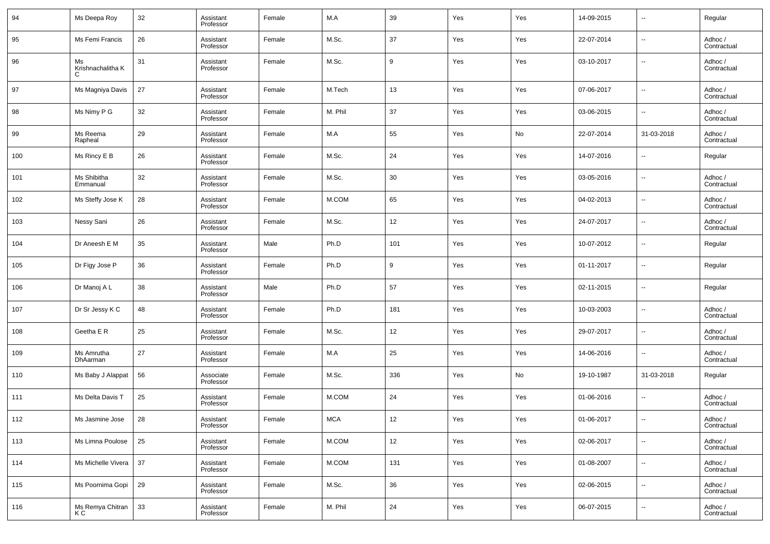| 94 | Ms Deepa Roy | 32 | Assistant Professor | Female | M.A | 39 | Yes | Yes | 14-09-2015 | -- | Regular |
|---|---|---|---|---|---|---|---|---|---|---|---|
| 95 | Ms Femi Francis | 26 | Assistant Professor | Female | M.Sc. | 37 | Yes | Yes | 22-07-2014 | -- | Adhoc / Contractual |
| 96 | Ms Krishnachalitha K C | 31 | Assistant Professor | Female | M.Sc. | 9 | Yes | Yes | 03-10-2017 | -- | Adhoc / Contractual |
| 97 | Ms Magniya Davis | 27 | Assistant Professor | Female | M.Tech | 13 | Yes | Yes | 07-06-2017 | -- | Adhoc / Contractual |
| 98 | Ms Nimy P G | 32 | Assistant Professor | Female | M. Phil | 37 | Yes | Yes | 03-06-2015 | -- | Adhoc / Contractual |
| 99 | Ms Reema Rapheal | 29 | Assistant Professor | Female | M.A | 55 | Yes | No | 22-07-2014 | 31-03-2018 | Adhoc / Contractual |
| 100 | Ms Rincy E B | 26 | Assistant Professor | Female | M.Sc. | 24 | Yes | Yes | 14-07-2016 | -- | Regular |
| 101 | Ms Shibitha Emmanual | 32 | Assistant Professor | Female | M.Sc. | 30 | Yes | Yes | 03-05-2016 | -- | Adhoc / Contractual |
| 102 | Ms Steffy Jose K | 28 | Assistant Professor | Female | M.COM | 65 | Yes | Yes | 04-02-2013 | -- | Adhoc / Contractual |
| 103 | Nessy Sani | 26 | Assistant Professor | Female | M.Sc. | 12 | Yes | Yes | 24-07-2017 | -- | Adhoc / Contractual |
| 104 | Dr Aneesh E M | 35 | Assistant Professor | Male | Ph.D | 101 | Yes | Yes | 10-07-2012 | -- | Regular |
| 105 | Dr Figy Jose P | 36 | Assistant Professor | Female | Ph.D | 9 | Yes | Yes | 01-11-2017 | -- | Regular |
| 106 | Dr Manoj A L | 38 | Assistant Professor | Male | Ph.D | 57 | Yes | Yes | 02-11-2015 | -- | Regular |
| 107 | Dr Sr Jessy K C | 48 | Assistant Professor | Female | Ph.D | 181 | Yes | Yes | 10-03-2003 | -- | Adhoc / Contractual |
| 108 | Geetha E R | 25 | Assistant Professor | Female | M.Sc. | 12 | Yes | Yes | 29-07-2017 | -- | Adhoc / Contractual |
| 109 | Ms Amrutha DhAarman | 27 | Assistant Professor | Female | M.A | 25 | Yes | Yes | 14-06-2016 | -- | Adhoc / Contractual |
| 110 | Ms Baby J Alappat | 56 | Associate Professor | Female | M.Sc. | 336 | Yes | No | 19-10-1987 | 31-03-2018 | Regular |
| 111 | Ms Delta Davis T | 25 | Assistant Professor | Female | M.COM | 24 | Yes | Yes | 01-06-2016 | -- | Adhoc / Contractual |
| 112 | Ms Jasmine Jose | 28 | Assistant Professor | Female | MCA | 12 | Yes | Yes | 01-06-2017 | -- | Adhoc / Contractual |
| 113 | Ms Limna Poulose | 25 | Assistant Professor | Female | M.COM | 12 | Yes | Yes | 02-06-2017 | -- | Adhoc / Contractual |
| 114 | Ms Michelle Vivera | 37 | Assistant Professor | Female | M.COM | 131 | Yes | Yes | 01-08-2007 | -- | Adhoc / Contractual |
| 115 | Ms Poornima Gopi | 29 | Assistant Professor | Female | M.Sc. | 36 | Yes | Yes | 02-06-2015 | -- | Adhoc / Contractual |
| 116 | Ms Remya Chitran K C | 33 | Assistant Professor | Female | M. Phil | 24 | Yes | Yes | 06-07-2015 | -- | Adhoc / Contractual |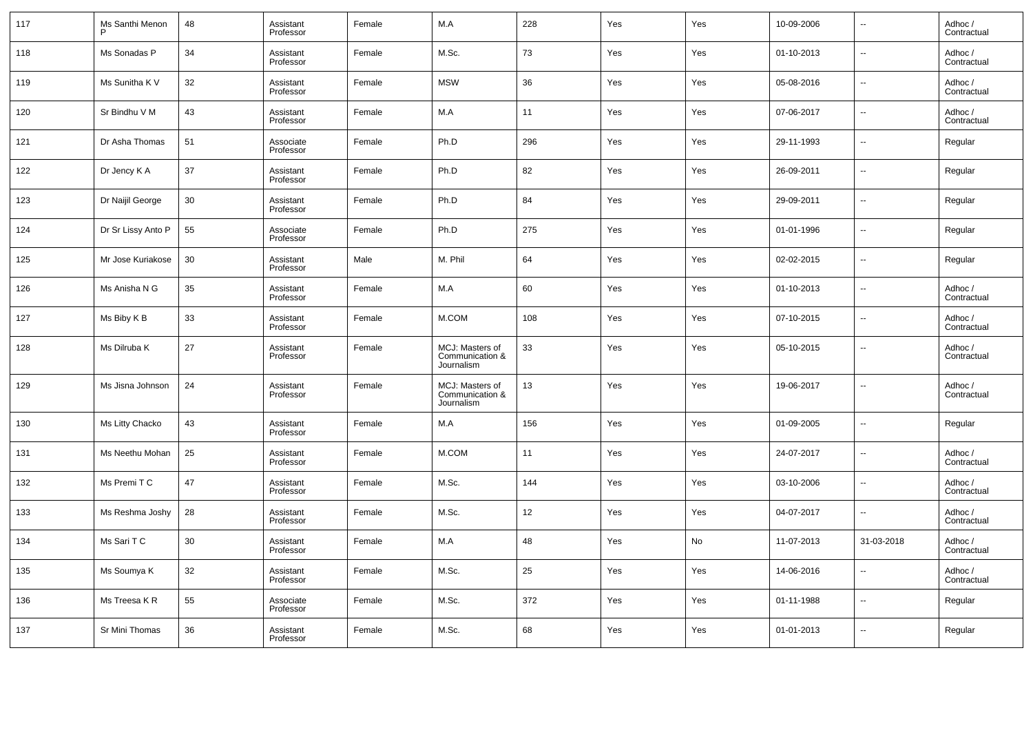| | | | | | | | | | | | |
|---|---|---|---|---|---|---|---|---|---|---|---|
| 117 | Ms Santhi Menon P | 48 | Assistant Professor | Female | M.A | 228 | Yes | Yes | 10-09-2006 | -- | Adhoc / Contractual |
| 118 | Ms Sonadas P | 34 | Assistant Professor | Female | M.Sc. | 73 | Yes | Yes | 01-10-2013 | -- | Adhoc / Contractual |
| 119 | Ms Sunitha K V | 32 | Assistant Professor | Female | MSW | 36 | Yes | Yes | 05-08-2016 | -- | Adhoc / Contractual |
| 120 | Sr Bindhu V M | 43 | Assistant Professor | Female | M.A | 11 | Yes | Yes | 07-06-2017 | -- | Adhoc / Contractual |
| 121 | Dr Asha Thomas | 51 | Associate Professor | Female | Ph.D | 296 | Yes | Yes | 29-11-1993 | -- | Regular |
| 122 | Dr Jency K A | 37 | Assistant Professor | Female | Ph.D | 82 | Yes | Yes | 26-09-2011 | -- | Regular |
| 123 | Dr Naijil George | 30 | Assistant Professor | Female | Ph.D | 84 | Yes | Yes | 29-09-2011 | -- | Regular |
| 124 | Dr Sr Lissy Anto P | 55 | Associate Professor | Female | Ph.D | 275 | Yes | Yes | 01-01-1996 | -- | Regular |
| 125 | Mr Jose Kuriakose | 30 | Assistant Professor | Male | M. Phil | 64 | Yes | Yes | 02-02-2015 | -- | Regular |
| 126 | Ms Anisha N G | 35 | Assistant Professor | Female | M.A | 60 | Yes | Yes | 01-10-2013 | -- | Adhoc / Contractual |
| 127 | Ms Biby K B | 33 | Assistant Professor | Female | M.COM | 108 | Yes | Yes | 07-10-2015 | -- | Adhoc / Contractual |
| 128 | Ms Dilruba K | 27 | Assistant Professor | Female | MCJ: Masters of Communication & Journalism | 33 | Yes | Yes | 05-10-2015 | -- | Adhoc / Contractual |
| 129 | Ms Jisna Johnson | 24 | Assistant Professor | Female | MCJ: Masters of Communication & Journalism | 13 | Yes | Yes | 19-06-2017 | -- | Adhoc / Contractual |
| 130 | Ms Litty Chacko | 43 | Assistant Professor | Female | M.A | 156 | Yes | Yes | 01-09-2005 | -- | Regular |
| 131 | Ms Neethu Mohan | 25 | Assistant Professor | Female | M.COM | 11 | Yes | Yes | 24-07-2017 | -- | Adhoc / Contractual |
| 132 | Ms Premi T C | 47 | Assistant Professor | Female | M.Sc. | 144 | Yes | Yes | 03-10-2006 | -- | Adhoc / Contractual |
| 133 | Ms Reshma Joshy | 28 | Assistant Professor | Female | M.Sc. | 12 | Yes | Yes | 04-07-2017 | -- | Adhoc / Contractual |
| 134 | Ms Sari T C | 30 | Assistant Professor | Female | M.A | 48 | Yes | No | 11-07-2013 | 31-03-2018 | Adhoc / Contractual |
| 135 | Ms Soumya K | 32 | Assistant Professor | Female | M.Sc. | 25 | Yes | Yes | 14-06-2016 | -- | Adhoc / Contractual |
| 136 | Ms Treesa K R | 55 | Associate Professor | Female | M.Sc. | 372 | Yes | Yes | 01-11-1988 | -- | Regular |
| 137 | Sr Mini Thomas | 36 | Assistant Professor | Female | M.Sc. | 68 | Yes | Yes | 01-01-2013 | -- | Regular |